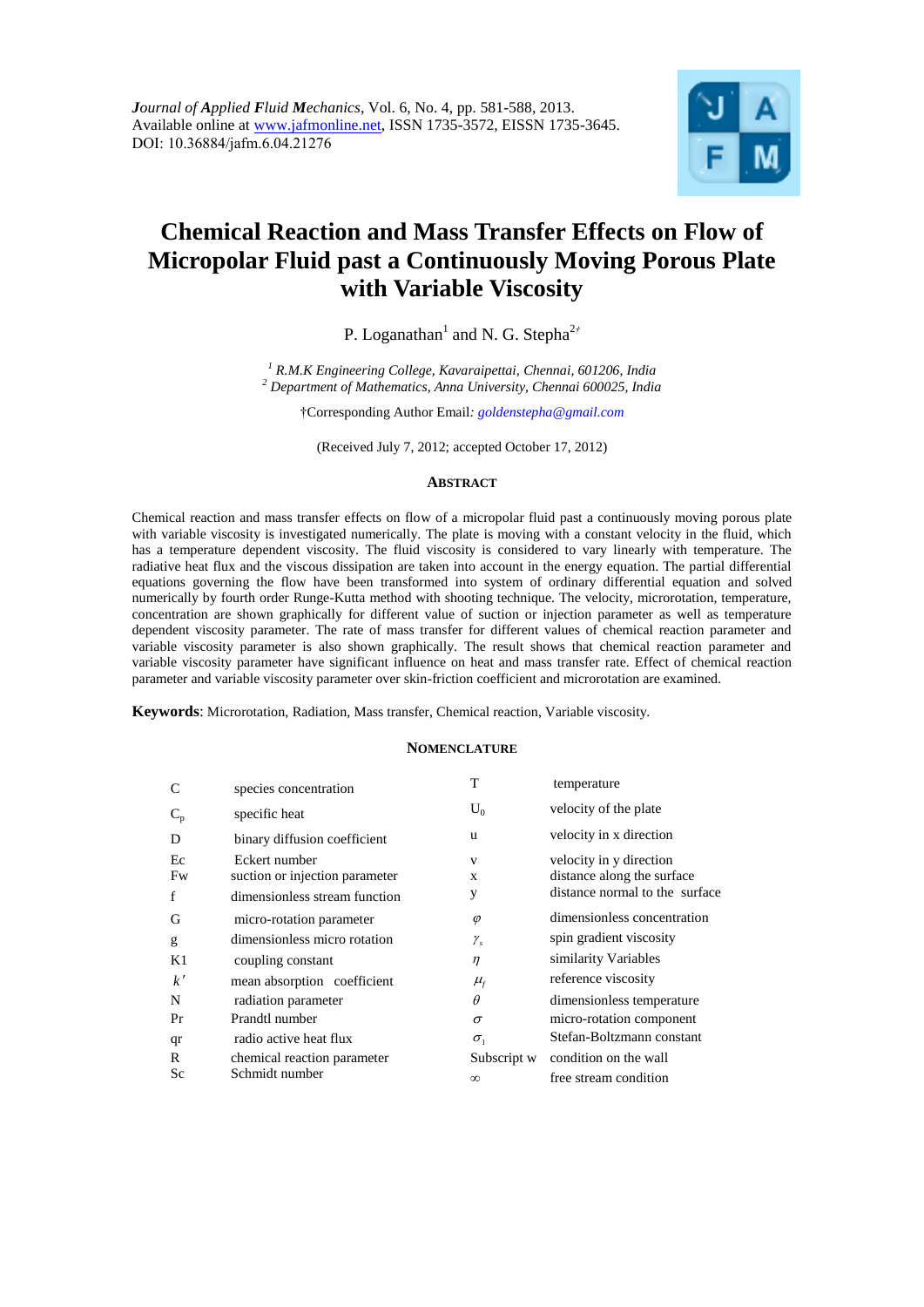*Journal of Applied Fluid Mechanics*, Vol. 6, No. 4, pp. 581-588, 2013.
Available online at www.jafmonline.net, ISSN 1735-3572, EISSN 1735-3645.
DOI: 10.36884/jafm.6.04.21276

# Chemical Reaction and Mass Transfer Effects on Flow of Micropolar Fluid past a Continuously Moving Porous Plate with Variable Viscosity

P. Loganathan[1] and N. G. Stepha[2†]

[1] *R.M.K Engineering College, Kavaraipettai, Chennai, 601206, India*
[2] *Department of Mathematics, Anna University, Chennai 600025, India*

†Corresponding Author Email: *goldenstepha@gmail.com*

(Received July 7, 2012; accepted October 17, 2012)

## ABSTRACT

Chemical reaction and mass transfer effects on flow of a micropolar fluid past a continuously moving porous plate with variable viscosity is investigated numerically. The plate is moving with a constant velocity in the fluid, which has a temperature dependent viscosity. The fluid viscosity is considered to vary linearly with temperature. The radiative heat flux and the viscous dissipation are taken into account in the energy equation. The partial differential equations governing the flow have been transformed into system of ordinary differential equation and solved numerically by fourth order Runge-Kutta method with shooting technique. The velocity, microrotation, temperature, concentration are shown graphically for different value of suction or injection parameter as well as temperature dependent viscosity parameter. The rate of mass transfer for different values of chemical reaction parameter and variable viscosity parameter is also shown graphically. The result shows that chemical reaction parameter and variable viscosity parameter have significant influence on heat and mass transfer rate. Effect of chemical reaction parameter and variable viscosity parameter over skin-friction coefficient and microrotation are examined.

**Keywords**: Microrotation, Radiation, Mass transfer, Chemical reaction, Variable viscosity.

## NOMENCLATURE

| | | | |
|---|---|---|---|
| C | species concentration | T | temperature |
| $C_p$ | specific heat | $U_0$ | velocity of the plate |
| D | binary diffusion coefficient | u | velocity in x direction |
| Ec | Eckert number | v | velocity in y direction |
| Fw | suction or injection parameter | x | distance along the surface |
| f | dimensionless stream function | y | distance normal to the surface |
| G | micro-rotation parameter | $\varphi$ | dimensionless concentration |
| g | dimensionless micro rotation | $\gamma_s$ | spin gradient viscosity |
| K1 | coupling constant | $\eta$ | similarity Variables |
| $k'$ | mean absorption coefficient | $\mu_f$ | reference viscosity |
| N | radiation parameter | $\theta$ | dimensionless temperature |
| Pr | Prandtl number | $\sigma$ | micro-rotation component |
| qr | radio active heat flux | $\sigma_1$ | Stefan-Boltzmann constant |
| R | chemical reaction parameter | Subscript w | condition on the wall |
| Sc | Schmidt number | $\infty$ | free stream condition |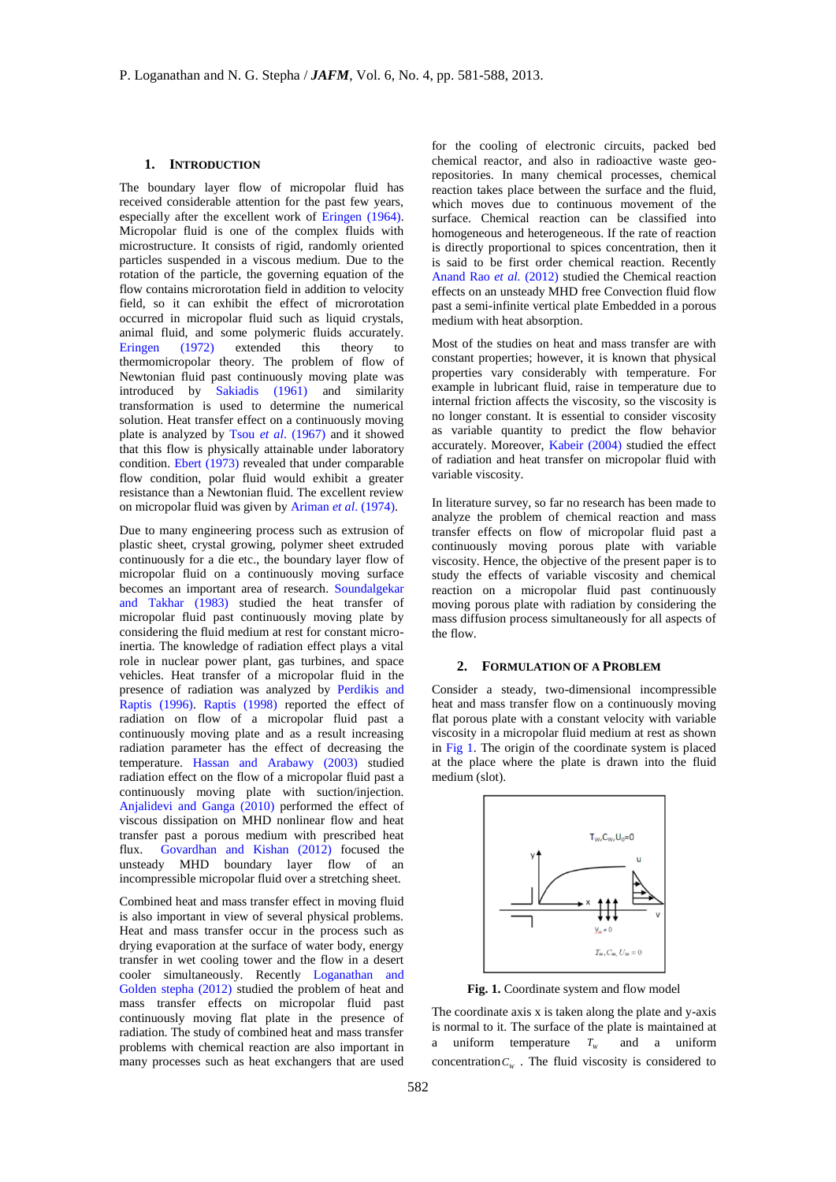## 1. INTRODUCTION

The boundary layer flow of micropolar fluid has received considerable attention for the past few years, especially after the excellent work of Eringen (1964). Micropolar fluid is one of the complex fluids with microstructure. It consists of rigid, randomly oriented particles suspended in a viscous medium. Due to the rotation of the particle, the governing equation of the flow contains microrotation field in addition to velocity field, so it can exhibit the effect of microrotation occurred in micropolar fluid such as liquid crystals, animal fluid, and some polymeric fluids accurately. Eringen (1972) extended this theory to thermomicropolar theory. The problem of flow of Newtonian fluid past continuously moving plate was introduced by Sakiadis (1961) and similarity transformation is used to determine the numerical solution. Heat transfer effect on a continuously moving plate is analyzed by Tsou *et al*. (1967) and it showed that this flow is physically attainable under laboratory condition. Ebert (1973) revealed that under comparable flow condition, polar fluid would exhibit a greater resistance than a Newtonian fluid. The excellent review on micropolar fluid was given by Ariman *et al*. (1974).

Due to many engineering process such as extrusion of plastic sheet, crystal growing, polymer sheet extruded continuously for a die etc., the boundary layer flow of micropolar fluid on a continuously moving surface becomes an important area of research. Soundalgekar and Takhar (1983) studied the heat transfer of micropolar fluid past continuously moving plate by considering the fluid medium at rest for constant micro-inertia. The knowledge of radiation effect plays a vital role in nuclear power plant, gas turbines, and space vehicles. Heat transfer of a micropolar fluid in the presence of radiation was analyzed by Perdikis and Raptis (1996). Raptis (1998) reported the effect of radiation on flow of a micropolar fluid past a continuously moving plate and as a result increasing radiation parameter has the effect of decreasing the temperature. Hassan and Arabawy (2003) studied radiation effect on the flow of a micropolar fluid past a continuously moving plate with suction/injection. Anjalidevi and Ganga (2010) performed the effect of viscous dissipation on MHD nonlinear flow and heat transfer past a porous medium with prescribed heat flux. Govardhan and Kishan (2012) focused the unsteady MHD boundary layer flow of an incompressible micropolar fluid over a stretching sheet.

Combined heat and mass transfer effect in moving fluid is also important in view of several physical problems. Heat and mass transfer occur in the process such as drying evaporation at the surface of water body, energy transfer in wet cooling tower and the flow in a desert cooler simultaneously. Recently Loganathan and Golden stepha (2012) studied the problem of heat and mass transfer effects on micropolar fluid past continuously moving flat plate in the presence of radiation. The study of combined heat and mass transfer problems with chemical reaction are also important in many processes such as heat exchangers that are used for the cooling of electronic circuits, packed bed chemical reactor, and also in radioactive waste geo-repositories. In many chemical processes, chemical reaction takes place between the surface and the fluid, which moves due to continuous movement of the surface. Chemical reaction can be classified into homogeneous and heterogeneous. If the rate of reaction is directly proportional to spices concentration, then it is said to be first order chemical reaction. Recently Anand Rao *et al*. (2012) studied the Chemical reaction effects on an unsteady MHD free Convection fluid flow past a semi-infinite vertical plate Embedded in a porous medium with heat absorption.

Most of the studies on heat and mass transfer are with constant properties; however, it is known that physical properties vary considerably with temperature. For example in lubricant fluid, raise in temperature due to internal friction affects the viscosity, so the viscosity is no longer constant. It is essential to consider viscosity as variable quantity to predict the flow behavior accurately. Moreover, Kabeir (2004) studied the effect of radiation and heat transfer on micropolar fluid with variable viscosity.

In literature survey, so far no research has been made to analyze the problem of chemical reaction and mass transfer effects on flow of micropolar fluid past a continuously moving porous plate with variable viscosity. Hence, the objective of the present paper is to study the effects of variable viscosity and chemical reaction on a micropolar fluid past continuously moving porous plate with radiation by considering the mass diffusion process simultaneously for all aspects of the flow.

## 2. FORMULATION OF A PROBLEM

Consider a steady, two-dimensional incompressible heat and mass transfer flow on a continuously moving flat porous plate with a constant velocity with variable viscosity in a micropolar fluid medium at rest as shown in Fig 1. The origin of the coordinate system is placed at the place where the plate is drawn into the fluid medium (slot).

**Fig. 1.** Coordinate system and flow model

The coordinate axis x is taken along the plate and y-axis is normal to it. The surface of the plate is maintained at a uniform temperature $T_w$ and a uniform concentration $C_w$. The fluid viscosity is considered to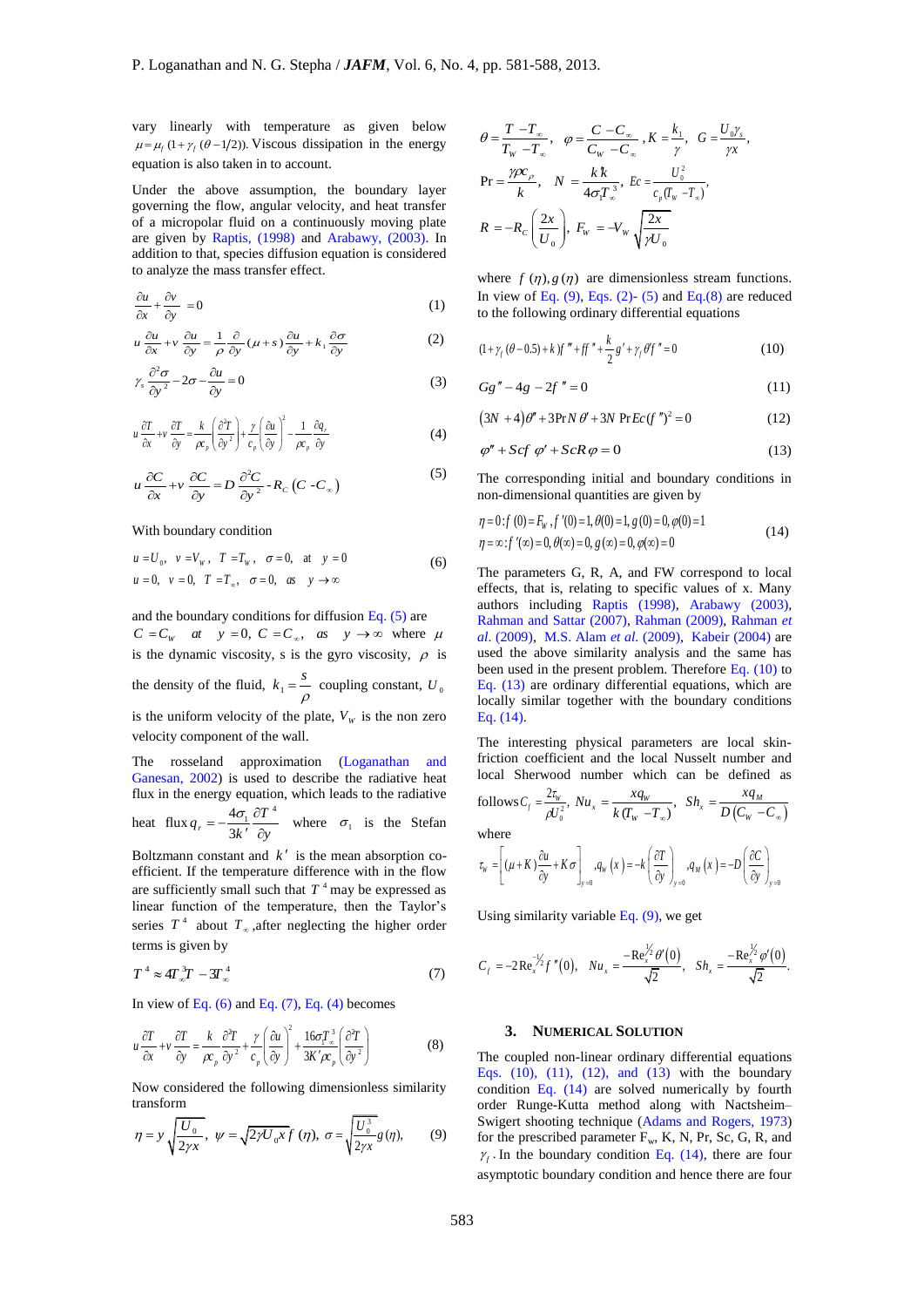vary linearly with temperature as given below $\mu = \mu_f (1+\gamma_f(\theta - 1/2))$. Viscous dissipation in the energy equation is also taken in to account.

Under the above assumption, the boundary layer governing the flow, angular velocity, and heat transfer of a micropolar fluid on a continuously moving plate are given by Raptis, (1998) and Arabawy, (2003). In addition to that, species diffusion equation is considered to analyze the mass transfer effect.

$$\frac{\partial u}{\partial x} + \frac{\partial v}{\partial y} = 0 \tag{1}$$

$$u\frac{\partial u}{\partial x} + v\frac{\partial u}{\partial y} = \frac{1}{\rho}\frac{\partial}{\partial y}(\mu + s)\frac{\partial u}{\partial y} + k_1\frac{\partial \sigma}{\partial y} \tag{2}$$

$$\gamma_s\frac{\partial^2 \sigma}{\partial y^2} - 2\sigma - \frac{\partial u}{\partial y} = 0 \tag{3}$$

$$u\frac{\partial T}{\partial x} + v\frac{\partial T}{\partial y} = \frac{k}{\rho c_p}\left(\frac{\partial^2 T}{\partial y^2}\right) + \frac{\gamma}{c_p}\left(\frac{\partial u}{\partial y}\right)^2 - \frac{1}{\rho c_p}\frac{\partial q_r}{\partial y} \tag{4}$$

$$u\frac{\partial C}{\partial x} + v\frac{\partial C}{\partial y} = D\frac{\partial^2 C}{\partial y^2} - R_C\left(C - C_\infty\right) \tag{5}$$

With boundary condition

$$\begin{aligned} &u = U_0,\ v = V_W,\ T = T_w,\ \sigma = 0, \ \text{at} \ y = 0 \\ &u = 0,\ v = 0,\ T = T_\infty,\ \sigma = 0,\ \text{as} \ y \to \infty \end{aligned} \tag{6}$$

and the boundary conditions for diffusion Eq. (5) are $C = C_W$ at $y = 0$, $C = C_\infty$, as $y \to \infty$ where $\mu$ is the dynamic viscosity, s is the gyro viscosity, $\rho$ is the density of the fluid, $k_1 = \dfrac{s}{\rho}$ coupling constant, $U_0$ is the uniform velocity of the plate, $V_W$ is the non zero velocity component of the wall.

The rosseland approximation (Loganathan and Ganesan, 2002) is used to describe the radiative heat flux in the energy equation, which leads to the radiative heat flux $q_r = -\dfrac{4\sigma_1}{3k'}\dfrac{\partial T^4}{\partial y}$ where $\sigma_1$ is the Stefan Boltzmann constant and $k'$ is the mean absorption co-efficient. If the temperature difference with in the flow are sufficiently small such that $T^4$ may be expressed as linear function of the temperature, then the Taylor's series $T^4$ about $T_\infty$, after neglecting the higher order terms is given by

$$T^4 \approx 4T_\infty^3 T - 3T_\infty^4 \tag{7}$$

In view of Eq. (6) and Eq. (7), Eq. (4) becomes

$$u\frac{\partial T}{\partial x} + v\frac{\partial T}{\partial y} = \frac{k}{\rho c_p}\frac{\partial^2 T}{\partial y^2} + \frac{\gamma}{c_p}\left(\frac{\partial u}{\partial y}\right)^2 + \frac{16\sigma_1 T_\infty^3}{3K'\rho c_p}\left(\frac{\partial^2 T}{\partial y^2}\right) \tag{8}$$

Now considered the following dimensionless similarity transform

$$\eta = y\sqrt{\frac{U_0}{2\gamma x}},\ \psi = \sqrt{2\gamma U_0 x}\, f(\eta),\ \sigma = \sqrt{\frac{U_0^3}{2\gamma x}}\, g(\eta), \tag{9}$$

$$\theta = \frac{T - T_\infty}{T_W - T_\infty},\ \ \varphi = \frac{C - C_\infty}{C_W - C_\infty},\ K = \frac{k_1}{\gamma},\ \ G = \frac{U_0\gamma_s}{\gamma x},$$

$$\Pr = \frac{\gamma\rho c_\rho}{k},\ \ N = \frac{k k'}{4\sigma_1 T_\infty^3},\ Ec = \frac{U_0^2}{c_p(T_W - T_\infty)},$$

$$R = -R_C\left(\frac{2x}{U_0}\right),\ F_w = -V_W\sqrt{\frac{2x}{\gamma U_0}}$$

where $f(\eta), g(\eta)$ are dimensionless stream functions. In view of Eq. (9), Eqs. (2)- (5) and Eq.(8) are reduced to the following ordinary differential equations

$$(1+\gamma_f(\theta - 0.5) + k)f''' + ff'' + \frac{k}{2}g' + \gamma_f\theta' f'' = 0 \tag{10}$$

$$Gg'' - 4g - 2f'' = 0 \tag{11}$$

$$(3N+4)\theta'' + 3\Pr N\,\theta' + 3N\Pr Ec(f'')^2 = 0 \tag{12}$$

$$\varphi'' + Scf\,\varphi' + ScR\varphi = 0 \tag{13}$$

The corresponding initial and boundary conditions in non-dimensional quantities are given by

$$\begin{aligned} &\eta = 0: f(0) = F_W, f'(0) = 1, \theta(0) = 1, g(0) = 0, \varphi(0) = 1 \\ &\eta = \infty: f'(\infty) = 0, \theta(\infty) = 0, g(\infty) = 0, \varphi(\infty) = 0 \end{aligned} \tag{14}$$

The parameters G, R, A, and FW correspond to local effects, that is, relating to specific values of x. Many authors including Raptis (1998), Arabawy (2003), Rahman and Sattar (2007), Rahman (2009), Rahman *et al*. (2009), M.S. Alam *et al*. (2009), Kabeir (2004) are used the above similarity analysis and the same has been used in the present problem. Therefore Eq. (10) to Eq. (13) are ordinary differential equations, which are locally similar together with the boundary conditions Eq. (14).

The interesting physical parameters are local skin-friction coefficient and the local Nusselt number and local Sherwood number which can be defined as follows $C_f = \dfrac{2\tau_w}{\rho U_0^2},\ Nu_x = \dfrac{xq_W}{k(T_W - T_\infty)},\ Sh_x = \dfrac{xq_M}{D(C_W - C_\infty)}$

where

$$\tau_w = \left[(\mu + K)\frac{\partial u}{\partial y} + K\sigma\right]_{y=0},\ q_W(x) = -k\left(\frac{\partial T}{\partial y}\right)_{y=0},\ q_M(x) = -D\left(\frac{\partial C}{\partial y}\right)_{y=0}$$

Using similarity variable Eq. (9), we get

$$C_f = -2\,\mathrm{Re}_x^{-1/2} f''(0),\quad Nu_x = \frac{-\mathrm{Re}_x^{1/2}\theta'(0)}{\sqrt{2}},\quad Sh_x = \frac{-\mathrm{Re}_x^{1/2}\varphi'(0)}{\sqrt{2}}.$$

## 3. Numerical Solution

The coupled non-linear ordinary differential equations Eqs. (10), (11), (12), and (13) with the boundary condition Eq. (14) are solved numerically by fourth order Runge-Kutta method along with Nactsheim–Swigert shooting technique (Adams and Rogers, 1973) for the prescribed parameter $F_w$, K, N, Pr, Sc, G, R, and $\gamma_f$. In the boundary condition Eq. (14), there are four asymptotic boundary condition and hence there are four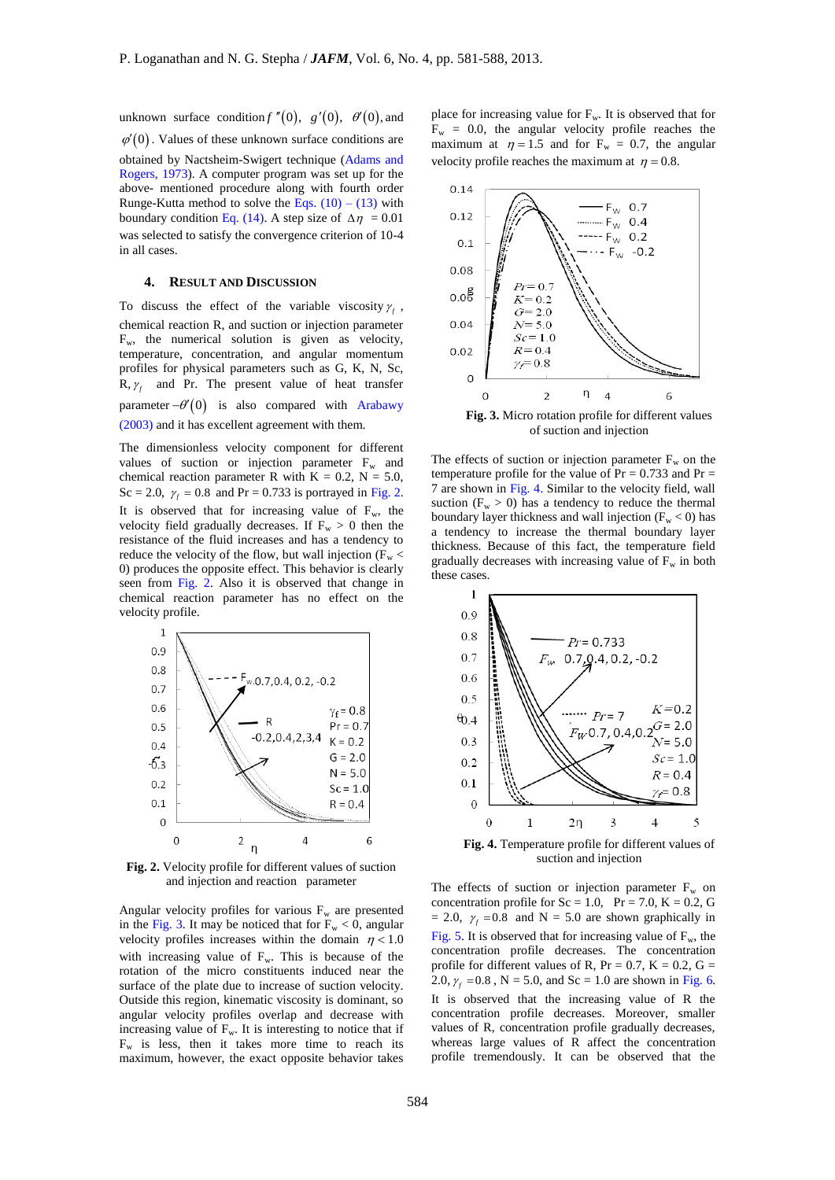unknown surface condition $f''(0)$, $g'(0)$, $\theta'(0)$, and $\varphi'(0)$. Values of these unknown surface conditions are obtained by Nactsheim-Swigert technique (Adams and Rogers, 1973). A computer program was set up for the above- mentioned procedure along with fourth order Runge-Kutta method to solve the Eqs. (10) – (13) with boundary condition Eq. (14). A step size of $\Delta\eta = 0.01$ was selected to satisfy the convergence criterion of 10-4 in all cases.

## 4. RESULT AND DISCUSSION

To discuss the effect of the variable viscosity $\gamma_f$, chemical reaction R, and suction or injection parameter $F_w$, the numerical solution is given as velocity, temperature, concentration, and angular momentum profiles for physical parameters such as G, K, N, Sc, R, $\gamma_f$ and Pr. The present value of heat transfer parameter $-\theta'(0)$ is also compared with Arabawy (2003) and it has excellent agreement with them.

The dimensionless velocity component for different values of suction or injection parameter $F_w$ and chemical reaction parameter R with K = 0.2, N = 5.0, Sc = 2.0, $\gamma_f = 0.8$ and Pr = 0.733 is portrayed in Fig. 2. It is observed that for increasing value of $F_w$, the velocity field gradually decreases. If $F_w > 0$ then the resistance of the fluid increases and has a tendency to reduce the velocity of the flow, but wall injection ($F_w < 0$) produces the opposite effect. This behavior is clearly seen from Fig. 2. Also it is observed that change in chemical reaction parameter has no effect on the velocity profile.

**Fig. 2.** Velocity profile for different values of suction and injection and reaction parameter

Angular velocity profiles for various $F_w$ are presented in the Fig. 3. It may be noticed that for $F_w < 0$, angular velocity profiles increases within the domain $\eta < 1.0$ with increasing value of $F_w$. This is because of the rotation of the micro constituents induced near the surface of the plate due to increase of suction velocity. Outside this region, kinematic viscosity is dominant, so angular velocity profiles overlap and decrease with increasing value of $F_w$. It is interesting to notice that if $F_w$ is less, then it takes more time to reach its maximum, however, the exact opposite behavior takes place for increasing value for $F_w$. It is observed that for $F_w$ = 0.0, the angular velocity profile reaches the maximum at $\eta = 1.5$ and for $F_w$ = 0.7, the angular velocity profile reaches the maximum at $\eta = 0.8$.

**Fig. 3.** Micro rotation profile for different values of suction and injection

The effects of suction or injection parameter $F_w$ on the temperature profile for the value of Pr = 0.733 and Pr = 7 are shown in Fig. 4. Similar to the velocity field, wall suction ($F_w > 0$) has a tendency to reduce the thermal boundary layer thickness and wall injection ($F_w < 0$) has a tendency to increase the thermal boundary layer thickness. Because of this fact, the temperature field gradually decreases with increasing value of $F_w$ in both these cases.

**Fig. 4.** Temperature profile for different values of suction and injection

The effects of suction or injection parameter $F_w$ on concentration profile for Sc = 1.0, Pr = 7.0, K = 0.2, G = 2.0, $\gamma_f = 0.8$ and N = 5.0 are shown graphically in Fig. 5. It is observed that for increasing value of $F_w$, the concentration profile decreases. The concentration profile for different values of R, Pr = 0.7, K = 0.2, G = 2.0, $\gamma_f = 0.8$, N = 5.0, and Sc = 1.0 are shown in Fig. 6. It is observed that the increasing value of R the concentration profile decreases. Moreover, smaller values of R, concentration profile gradually decreases, whereas large values of R affect the concentration profile tremendously. It can be observed that the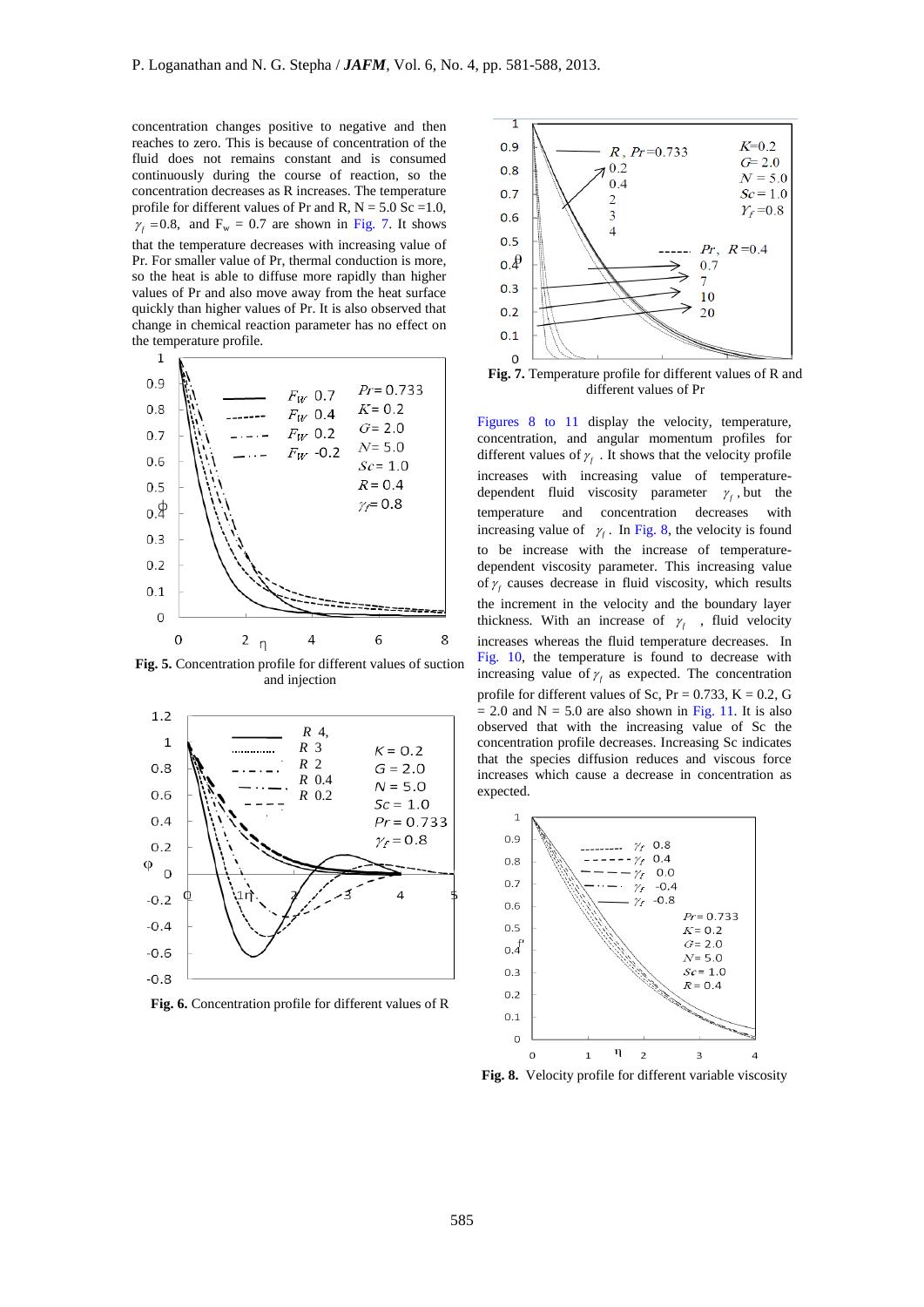concentration changes positive to negative and then reaches to zero. This is because of concentration of the fluid does not remains constant and is consumed continuously during the course of reaction, so the concentration decreases as R increases. The temperature profile for different values of Pr and R, N = 5.0 Sc =1.0, $\gamma_f$ =0.8, and $F_w$ = 0.7 are shown in Fig. 7. It shows that the temperature decreases with increasing value of Pr. For smaller value of Pr, thermal conduction is more, so the heat is able to diffuse more rapidly than higher values of Pr and also move away from the heat surface quickly than higher values of Pr. It is also observed that change in chemical reaction parameter has no effect on the temperature profile.

**Fig. 5.** Concentration profile for different values of suction and injection

**Fig. 6.** Concentration profile for different values of R

**Fig. 7.** Temperature profile for different values of R and different values of Pr

Figures 8 to 11 display the velocity, temperature, concentration, and angular momentum profiles for different values of $\gamma_f$. It shows that the velocity profile increases with increasing value of temperature-dependent fluid viscosity parameter $\gamma_f$, but the temperature and concentration decreases with increasing value of $\gamma_f$. In Fig. 8, the velocity is found to be increase with the increase of temperature-dependent viscosity parameter. This increasing value of $\gamma_f$ causes decrease in fluid viscosity, which results the increment in the velocity and the boundary layer thickness. With an increase of $\gamma_f$, fluid velocity increases whereas the fluid temperature decreases. In Fig. 10, the temperature is found to decrease with increasing value of $\gamma_f$ as expected. The concentration profile for different values of Sc, Pr = 0.733, K = 0.2, G = 2.0 and N = 5.0 are also shown in Fig. 11. It is also observed that with the increasing value of Sc the concentration profile decreases. Increasing Sc indicates that the species diffusion reduces and viscous force increases which cause a decrease in concentration as expected.

**Fig. 8.** Velocity profile for different variable viscosity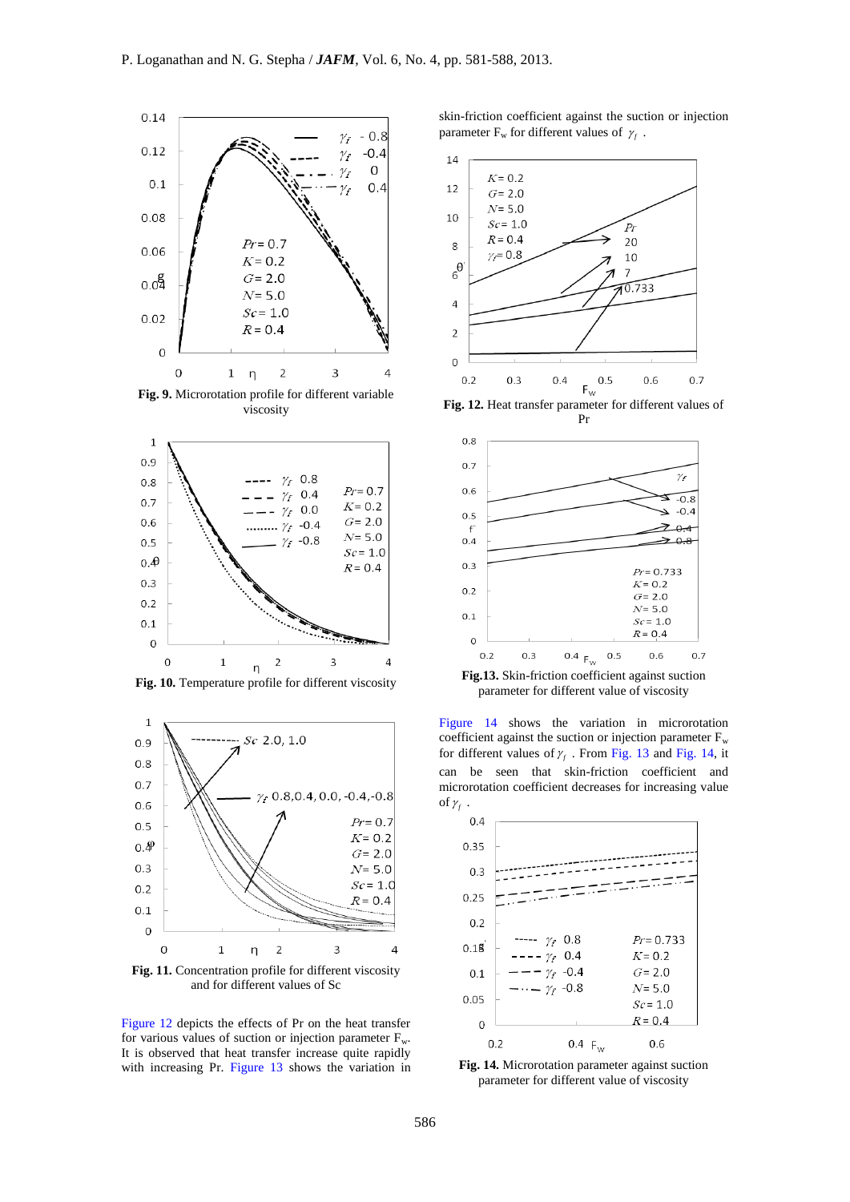**Fig. 9.** Microrotation profile for different variable viscosity

**Fig. 10.** Temperature profile for different viscosity

**Fig. 11.** Concentration profile for different viscosity and for different values of Sc

Figure 12 depicts the effects of Pr on the heat transfer for various values of suction or injection parameter $F_w$. It is observed that heat transfer increase quite rapidly with increasing Pr. Figure 13 shows the variation in skin-friction coefficient against the suction or injection parameter $F_w$ for different values of $\gamma_f$.

**Fig. 12.** Heat transfer parameter for different values of Pr

**Fig.13.** Skin-friction coefficient against suction parameter for different value of viscosity

Figure 14 shows the variation in microrotation coefficient against the suction or injection parameter $F_w$ for different values of $\gamma_f$. From Fig. 13 and Fig. 14, it can be seen that skin-friction coefficient and microrotation coefficient decreases for increasing value of $\gamma_f$.

**Fig. 14.** Microrotation parameter against suction parameter for different value of viscosity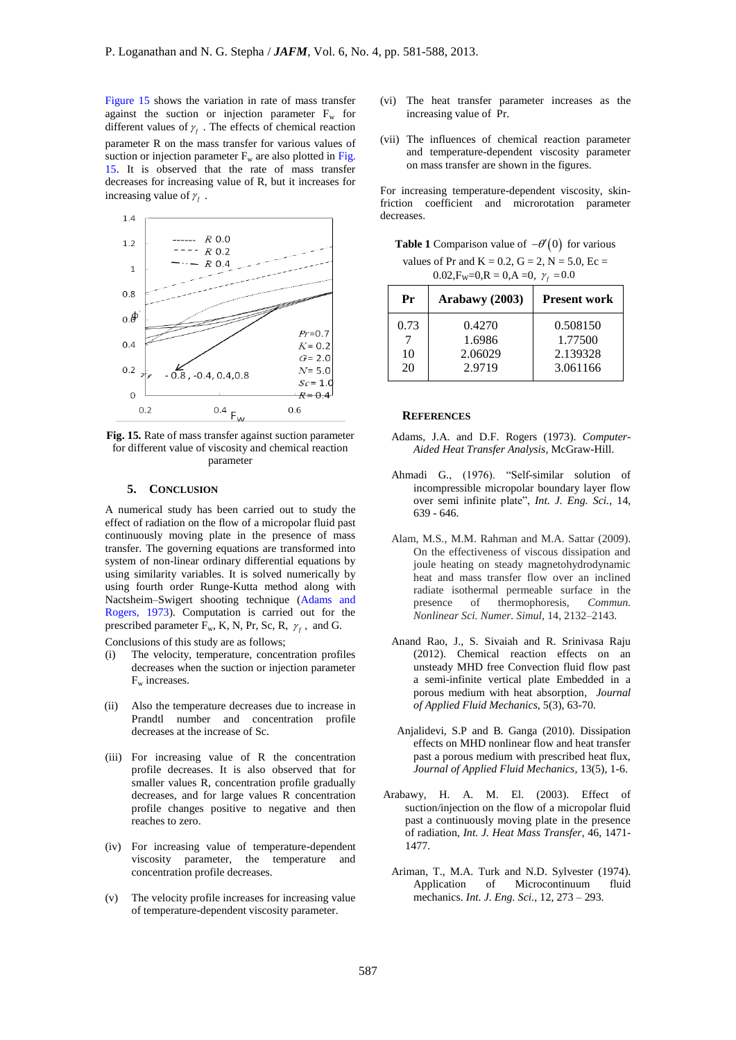Figure 15 shows the variation in rate of mass transfer against the suction or injection parameter $F_w$ for different values of $\gamma_f$. The effects of chemical reaction parameter R on the mass transfer for various values of suction or injection parameter $F_w$ are also plotted in Fig. 15. It is observed that the rate of mass transfer decreases for increasing value of R, but it increases for increasing value of $\gamma_f$.

**Fig. 15.** Rate of mass transfer against suction parameter for different value of viscosity and chemical reaction parameter

## 5. CONCLUSION

A numerical study has been carried out to study the effect of radiation on the flow of a micropolar fluid past continuously moving plate in the presence of mass transfer. The governing equations are transformed into system of non-linear ordinary differential equations by using similarity variables. It is solved numerically by using fourth order Runge-Kutta method along with Nactsheim–Swigert shooting technique (Adams and Rogers, 1973). Computation is carried out for the prescribed parameter $F_w$, K, N, Pr, Sc, R, $\gamma_f$, and G.

Conclusions of this study are as follows;

(i) The velocity, temperature, concentration profiles decreases when the suction or injection parameter $F_w$ increases.

(ii) Also the temperature decreases due to increase in Prandtl number and concentration profile decreases at the increase of Sc.

(iii) For increasing value of R the concentration profile decreases. It is also observed that for smaller values R, concentration profile gradually decreases, and for large values R concentration profile changes positive to negative and then reaches to zero.

(iv) For increasing value of temperature-dependent viscosity parameter, the temperature and concentration profile decreases.

(v) The velocity profile increases for increasing value of temperature-dependent viscosity parameter.

(vi) The heat transfer parameter increases as the increasing value of Pr.

(vii) The influences of chemical reaction parameter and temperature-dependent viscosity parameter on mass transfer are shown in the figures.

For increasing temperature-dependent viscosity, skin-friction coefficient and microrotation parameter decreases.

**Table 1** Comparison value of $-\theta'(0)$ for various values of Pr and K = 0.2, G = 2, N = 5.0, Ec = 0.02, $F_W$=0, R = 0, A = 0, $\gamma_f$ = 0.0

| Pr | Arabawy (2003) | Present work |
|---|---|---|
| 0.73 | 0.4270 | 0.508150 |
| 7 | 1.6986 | 1.77500 |
| 10 | 2.06029 | 2.139328 |
| 20 | 2.9719 | 3.061166 |

## REFERENCES

Adams, J.A. and D.F. Rogers (1973). *Computer-Aided Heat Transfer Analysis*, McGraw-Hill.

Ahmadi G., (1976). "Self-similar solution of incompressible micropolar boundary layer flow over semi infinite plate", *Int. J. Eng. Sci.*, 14, 639 - 646.

Alam, M.S., M.M. Rahman and M.A. Sattar (2009). On the effectiveness of viscous dissipation and joule heating on steady magnetohydrodynamic heat and mass transfer flow over an inclined radiate isothermal permeable surface in the presence of thermophoresis, *Commun. Nonlinear Sci. Numer. Simul*, 14, 2132–2143.

Anand Rao, J., S. Sivaiah and R. Srinivasa Raju (2012). Chemical reaction effects on an unsteady MHD free Convection fluid flow past a semi-infinite vertical plate Embedded in a porous medium with heat absorption, *Journal of Applied Fluid Mechanics*, 5(3), 63-70.

Anjalidevi, S.P and B. Ganga (2010). Dissipation effects on MHD nonlinear flow and heat transfer past a porous medium with prescribed heat flux, *Journal of Applied Fluid Mechanics*, 13(5), 1-6.

Arabawy, H. A. M. El. (2003). Effect of suction/injection on the flow of a micropolar fluid past a continuously moving plate in the presence of radiation, *Int. J. Heat Mass Transfer*, 46, 1471-1477.

Ariman, T., M.A. Turk and N.D. Sylvester (1974). Application of Microcontinuum fluid mechanics. *Int. J. Eng. Sci.*, 12, 273 – 293.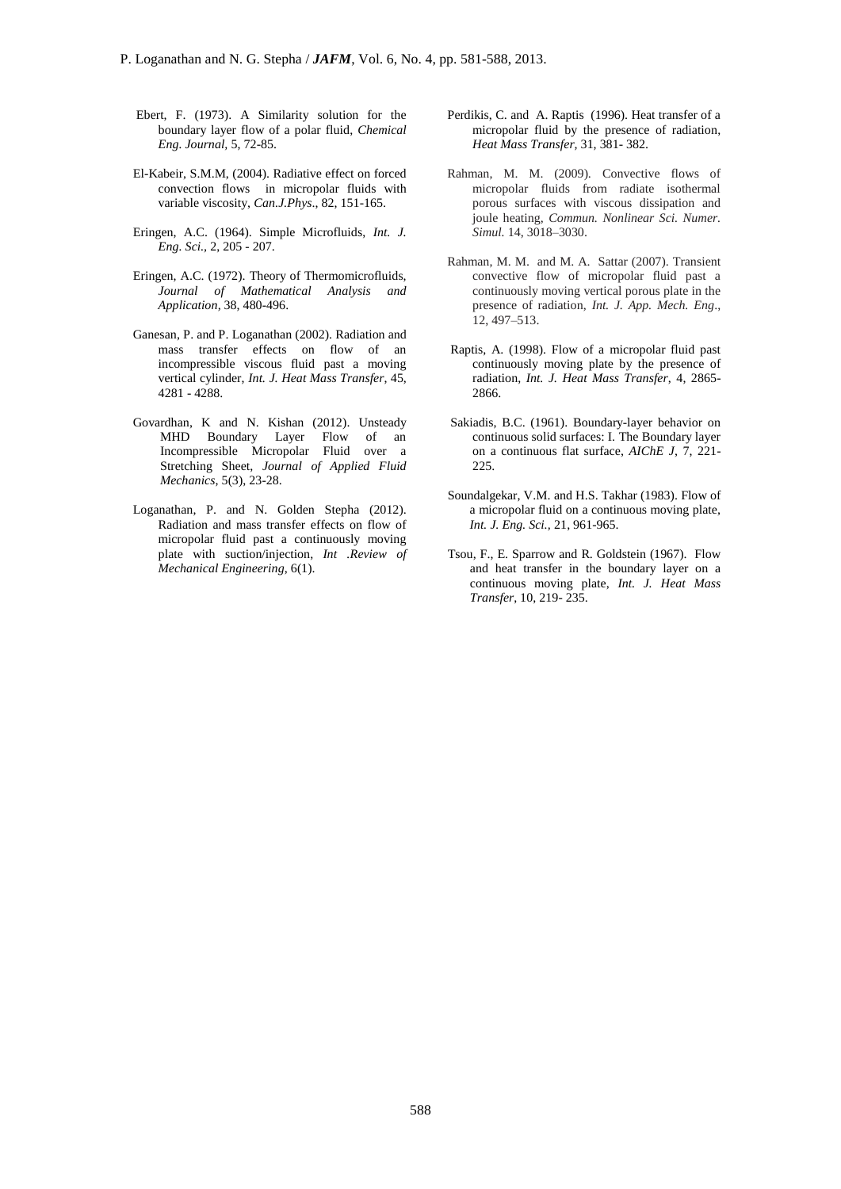Ebert, F. (1973). A Similarity solution for the boundary layer flow of a polar fluid, *Chemical Eng. Journal,* 5, 72-85.

El-Kabeir, S.M.M, (2004). Radiative effect on forced convection flows in micropolar fluids with variable viscosity, *Can.J.Phys*., 82, 151-165.

Eringen, A.C. (1964). Simple Microfluids, *Int. J. Eng. Sci.,* 2, 205 - 207.

Eringen, A.C. (1972). Theory of Thermomicrofluids, *Journal of Mathematical Analysis and Application,* 38, 480-496.

Ganesan, P. and P. Loganathan (2002). Radiation and mass transfer effects on flow of an incompressible viscous fluid past a moving vertical cylinder, *Int. J. Heat Mass Transfer*, 45, 4281 - 4288.

Govardhan, K and N. Kishan (2012). Unsteady MHD Boundary Layer Flow of an Incompressible Micropolar Fluid over a Stretching Sheet, *Journal of Applied Fluid Mechanics*, 5(3), 23-28.

Loganathan, P. and N. Golden Stephia (2012). Radiation and mass transfer effects on flow of micropolar fluid past a continuously moving plate with suction/injection, *Int .Review of Mechanical Engineering,* 6(1).

Perdikis, C. and A. Raptis (1996). Heat transfer of a micropolar fluid by the presence of radiation, *Heat Mass Transfer,* 31, 381- 382.

Rahman, M. M. (2009). Convective flows of micropolar fluids from radiate isothermal porous surfaces with viscous dissipation and joule heating, *Commun. Nonlinear Sci. Numer. Simul.* 14, 3018–3030.

Rahman, M. M. and M. A. Sattar (2007). Transient convective flow of micropolar fluid past a continuously moving vertical porous plate in the presence of radiation, *Int. J. App. Mech. Eng*., 12, 497–513.

Raptis, A. (1998). Flow of a micropolar fluid past continuously moving plate by the presence of radiation, *Int. J. Heat Mass Transfer,* 4, 2865-2866.

Sakiadis, B.C. (1961). Boundary-layer behavior on continuous solid surfaces: I. The Boundary layer on a continuous flat surface, *AIChE J*, 7, 221-225.

Soundalgekar, V.M. and H.S. Takhar (1983). Flow of a micropolar fluid on a continuous moving plate, *Int. J. Eng. Sci.,* 21, 961-965.

Tsou, F., E. Sparrow and R. Goldstein (1967). Flow and heat transfer in the boundary layer on a continuous moving plate, *Int. J. Heat Mass Transfer*, 10, 219- 235.